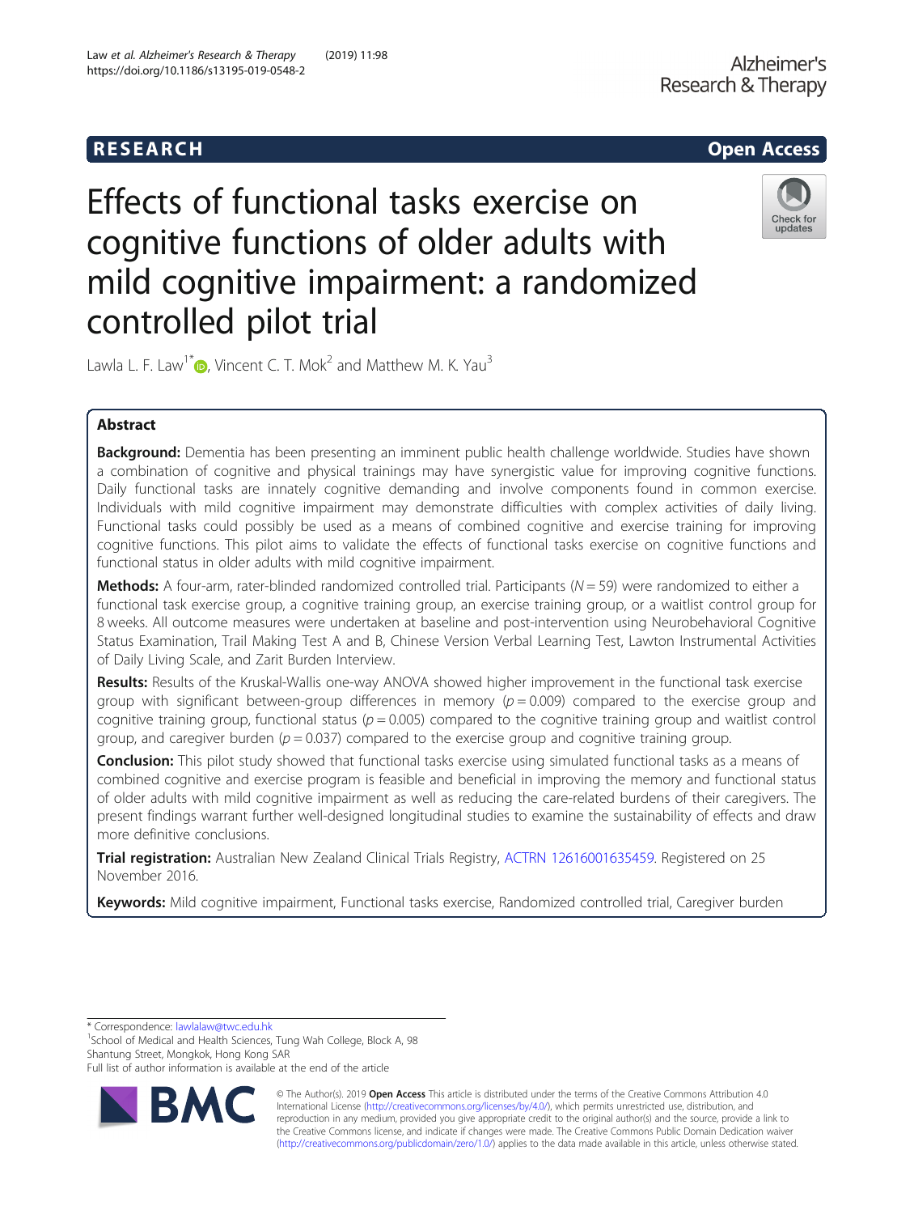RESEARCH

Open Access

# Effects of functional tasks exercise on cognitive functions of older adults with mild cognitive impairment: a randomized controlled pilot trial

Lawla L. F. Law[1*], Vincent C. T. Mok[2] and Matthew M. K. Yau[3]

## Abstract

**Background:** Dementia has been presenting an imminent public health challenge worldwide. Studies have shown a combination of cognitive and physical trainings may have synergistic value for improving cognitive functions. Daily functional tasks are innately cognitive demanding and involve components found in common exercise. Individuals with mild cognitive impairment may demonstrate difficulties with complex activities of daily living. Functional tasks could possibly be used as a means of combined cognitive and exercise training for improving cognitive functions. This pilot aims to validate the effects of functional tasks exercise on cognitive functions and functional status in older adults with mild cognitive impairment.

**Methods:** A four-arm, rater-blinded randomized controlled trial. Participants ($N = 59$) were randomized to either a functional task exercise group, a cognitive training group, an exercise training group, or a waitlist control group for 8 weeks. All outcome measures were undertaken at baseline and post-intervention using Neurobehavioral Cognitive Status Examination, Trail Making Test A and B, Chinese Version Verbal Learning Test, Lawton Instrumental Activities of Daily Living Scale, and Zarit Burden Interview.

**Results:** Results of the Kruskal-Wallis one-way ANOVA showed higher improvement in the functional task exercise group with significant between-group differences in memory ($p = 0.009$) compared to the exercise group and cognitive training group, functional status ($p = 0.005$) compared to the cognitive training group and waitlist control group, and caregiver burden ($p = 0.037$) compared to the exercise group and cognitive training group.

**Conclusion:** This pilot study showed that functional tasks exercise using simulated functional tasks as a means of combined cognitive and exercise program is feasible and beneficial in improving the memory and functional status of older adults with mild cognitive impairment as well as reducing the care-related burdens of their caregivers. The present findings warrant further well-designed longitudinal studies to examine the sustainability of effects and draw more definitive conclusions.

**Trial registration:** Australian New Zealand Clinical Trials Registry, ACTRN 12616001635459. Registered on 25 November 2016.

**Keywords:** Mild cognitive impairment, Functional tasks exercise, Randomized controlled trial, Caregiver burden

---

* Correspondence: lawlalaw@twc.edu.hk
[1]School of Medical and Health Sciences, Tung Wah College, Block A, 98 Shantung Street, Mongkok, Hong Kong SAR
Full list of author information is available at the end of the article

© The Author(s). 2019 **Open Access** This article is distributed under the terms of the Creative Commons Attribution 4.0 International License (http://creativecommons.org/licenses/by/4.0/), which permits unrestricted use, distribution, and reproduction in any medium, provided you give appropriate credit to the original author(s) and the source, provide a link to the Creative Commons license, and indicate if changes were made. The Creative Commons Public Domain Dedication waiver (http://creativecommons.org/publicdomain/zero/1.0/) applies to the data made available in this article, unless otherwise stated.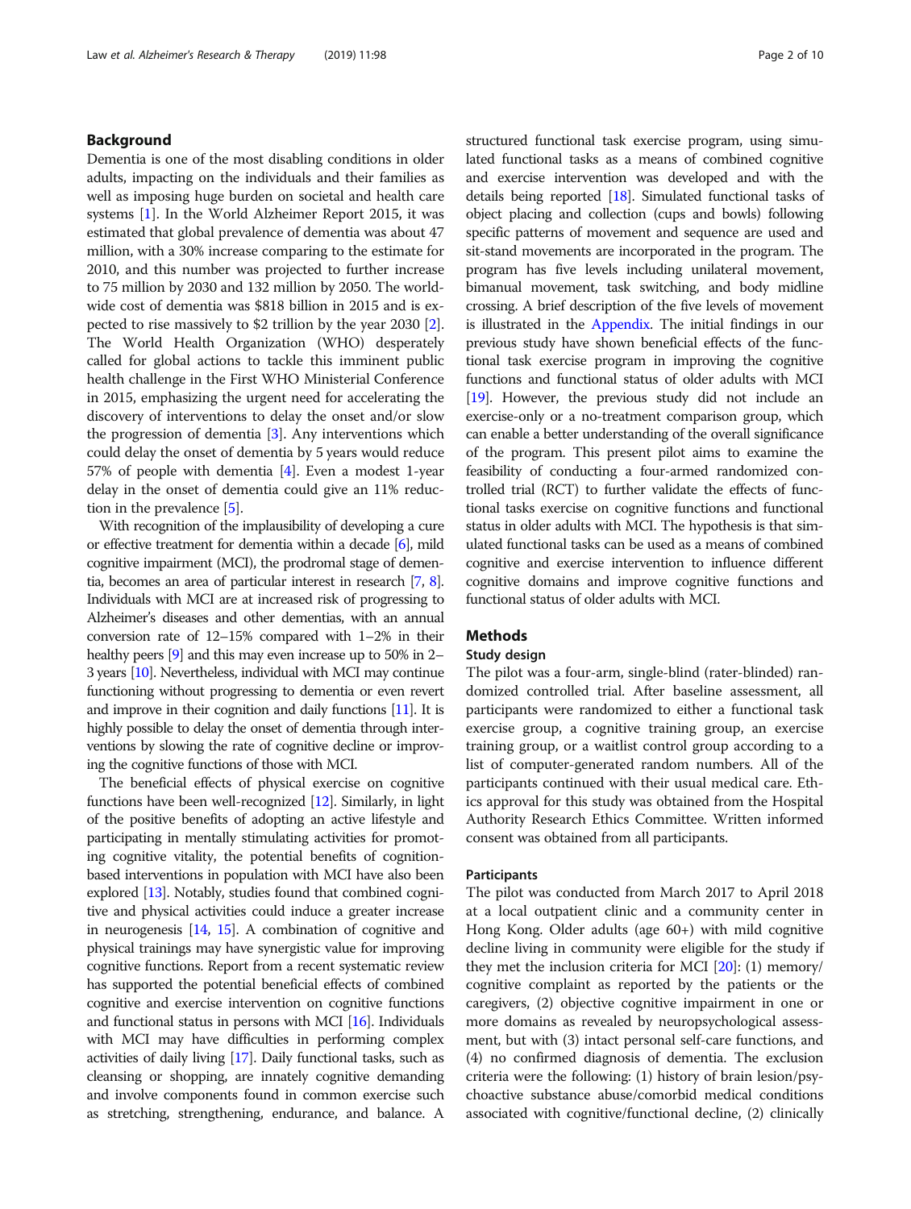## Background

Dementia is one of the most disabling conditions in older adults, impacting on the individuals and their families as well as imposing huge burden on societal and health care systems [1]. In the World Alzheimer Report 2015, it was estimated that global prevalence of dementia was about 47 million, with a 30% increase comparing to the estimate for 2010, and this number was projected to further increase to 75 million by 2030 and 132 million by 2050. The worldwide cost of dementia was $818 billion in 2015 and is expected to rise massively to $2 trillion by the year 2030 [2]. The World Health Organization (WHO) desperately called for global actions to tackle this imminent public health challenge in the First WHO Ministerial Conference in 2015, emphasizing the urgent need for accelerating the discovery of interventions to delay the onset and/or slow the progression of dementia [3]. Any interventions which could delay the onset of dementia by 5 years would reduce 57% of people with dementia [4]. Even a modest 1-year delay in the onset of dementia could give an 11% reduction in the prevalence [5].

With recognition of the implausibility of developing a cure or effective treatment for dementia within a decade [6], mild cognitive impairment (MCI), the prodromal stage of dementia, becomes an area of particular interest in research [7, 8]. Individuals with MCI are at increased risk of progressing to Alzheimer's diseases and other dementias, with an annual conversion rate of 12–15% compared with 1–2% in their healthy peers [9] and this may even increase up to 50% in 2–3 years [10]. Nevertheless, individual with MCI may continue functioning without progressing to dementia or even revert and improve in their cognition and daily functions [11]. It is highly possible to delay the onset of dementia through interventions by slowing the rate of cognitive decline or improving the cognitive functions of those with MCI.

The beneficial effects of physical exercise on cognitive functions have been well-recognized [12]. Similarly, in light of the positive benefits of adopting an active lifestyle and participating in mentally stimulating activities for promoting cognitive vitality, the potential benefits of cognition-based interventions in population with MCI have also been explored [13]. Notably, studies found that combined cognitive and physical activities could induce a greater increase in neurogenesis [14, 15]. A combination of cognitive and physical trainings may have synergistic value for improving cognitive functions. Report from a recent systematic review has supported the potential beneficial effects of combined cognitive and exercise intervention on cognitive functions and functional status in persons with MCI [16]. Individuals with MCI may have difficulties in performing complex activities of daily living [17]. Daily functional tasks, such as cleansing or shopping, are innately cognitive demanding and involve components found in common exercise such as stretching, strengthening, endurance, and balance. A structured functional task exercise program, using simulated functional tasks as a means of combined cognitive and exercise intervention was developed and with the details being reported [18]. Simulated functional tasks of object placing and collection (cups and bowls) following specific patterns of movement and sequence are used and sit-stand movements are incorporated in the program. The program has five levels including unilateral movement, bimanual movement, task switching, and body midline crossing. A brief description of the five levels of movement is illustrated in the Appendix. The initial findings in our previous study have shown beneficial effects of the functional task exercise program in improving the cognitive functions and functional status of older adults with MCI [19]. However, the previous study did not include an exercise-only or a no-treatment comparison group, which can enable a better understanding of the overall significance of the program. This present pilot aims to examine the feasibility of conducting a four-armed randomized controlled trial (RCT) to further validate the effects of functional tasks exercise on cognitive functions and functional status in older adults with MCI. The hypothesis is that simulated functional tasks can be used as a means of combined cognitive and exercise intervention to influence different cognitive domains and improve cognitive functions and functional status of older adults with MCI.

## Methods

### Study design

The pilot was a four-arm, single-blind (rater-blinded) randomized controlled trial. After baseline assessment, all participants were randomized to either a functional task exercise group, a cognitive training group, an exercise training group, or a waitlist control group according to a list of computer-generated random numbers. All of the participants continued with their usual medical care. Ethics approval for this study was obtained from the Hospital Authority Research Ethics Committee. Written informed consent was obtained from all participants.

### Participants

The pilot was conducted from March 2017 to April 2018 at a local outpatient clinic and a community center in Hong Kong. Older adults (age 60+) with mild cognitive decline living in community were eligible for the study if they met the inclusion criteria for MCI [20]: (1) memory/cognitive complaint as reported by the patients or the caregivers, (2) objective cognitive impairment in one or more domains as revealed by neuropsychological assessment, but with (3) intact personal self-care functions, and (4) no confirmed diagnosis of dementia. The exclusion criteria were the following: (1) history of brain lesion/psychoactive substance abuse/comorbid medical conditions associated with cognitive/functional decline, (2) clinically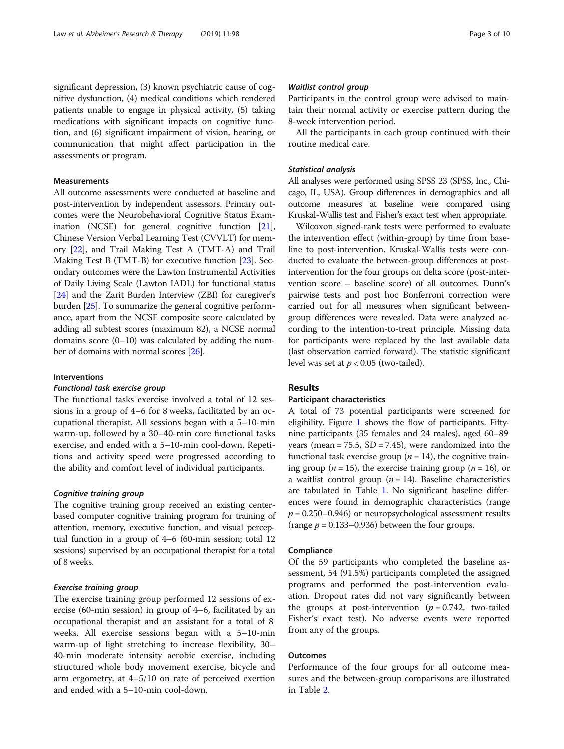significant depression, (3) known psychiatric cause of cognitive dysfunction, (4) medical conditions which rendered patients unable to engage in physical activity, (5) taking medications with significant impacts on cognitive function, and (6) significant impairment of vision, hearing, or communication that might affect participation in the assessments or program.

### Measurements

All outcome assessments were conducted at baseline and post-intervention by independent assessors. Primary outcomes were the Neurobehavioral Cognitive Status Examination (NCSE) for general cognitive function [21], Chinese Version Verbal Learning Test (CVVLT) for memory [22], and Trail Making Test A (TMT-A) and Trail Making Test B (TMT-B) for executive function [23]. Secondary outcomes were the Lawton Instrumental Activities of Daily Living Scale (Lawton IADL) for functional status [24] and the Zarit Burden Interview (ZBI) for caregiver's burden [25]. To summarize the general cognitive performance, apart from the NCSE composite score calculated by adding all subtest scores (maximum 82), a NCSE normal domains score (0–10) was calculated by adding the number of domains with normal scores [26].

### Interventions

#### *Functional task exercise group*

The functional tasks exercise involved a total of 12 sessions in a group of 4–6 for 8 weeks, facilitated by an occupational therapist. All sessions began with a 5–10-min warm-up, followed by a 30–40-min core functional tasks exercise, and ended with a 5–10-min cool-down. Repetitions and activity speed were progressed according to the ability and comfort level of individual participants.

#### *Cognitive training group*

The cognitive training group received an existing center-based computer cognitive training program for training of attention, memory, executive function, and visual perceptual function in a group of 4–6 (60-min session; total 12 sessions) supervised by an occupational therapist for a total of 8 weeks.

#### *Exercise training group*

The exercise training group performed 12 sessions of exercise (60-min session) in group of 4–6, facilitated by an occupational therapist and an assistant for a total of 8 weeks. All exercise sessions began with a 5–10-min warm-up of light stretching to increase flexibility, 30–40-min moderate intensity aerobic exercise, including structured whole body movement exercise, bicycle and arm ergometry, at 4–5/10 on rate of perceived exertion and ended with a 5–10-min cool-down.

#### *Waitlist control group*

Participants in the control group were advised to maintain their normal activity or exercise pattern during the 8-week intervention period.

All the participants in each group continued with their routine medical care.

#### *Statistical analysis*

All analyses were performed using SPSS 23 (SPSS, Inc., Chicago, IL, USA). Group differences in demographics and all outcome measures at baseline were compared using Kruskal-Wallis test and Fisher's exact test when appropriate.

Wilcoxon signed-rank tests were performed to evaluate the intervention effect (within-group) by time from baseline to post-intervention. Kruskal-Wallis tests were conducted to evaluate the between-group differences at post-intervention for the four groups on delta score (post-intervention score – baseline score) of all outcomes. Dunn's pairwise tests and post hoc Bonferroni correction were carried out for all measures when significant between-group differences were revealed. Data were analyzed according to the intention-to-treat principle. Missing data for participants were replaced by the last available data (last observation carried forward). The statistic significant level was set at $p < 0.05$ (two-tailed).

## Results

### Participant characteristics

A total of 73 potential participants were screened for eligibility. Figure 1 shows the flow of participants. Fifty-nine participants (35 females and 24 males), aged 60–89 years (mean = 75.5, SD = 7.45), were randomized into the functional task exercise group ($n = 14$), the cognitive training group ($n = 15$), the exercise training group ($n = 16$), or a waitlist control group ($n = 14$). Baseline characteristics are tabulated in Table 1. No significant baseline differences were found in demographic characteristics (range $p = 0.250–0.946$) or neuropsychological assessment results (range $p = 0.133–0.936$) between the four groups.

### Compliance

Of the 59 participants who completed the baseline assessment, 54 (91.5%) participants completed the assigned programs and performed the post-intervention evaluation. Dropout rates did not vary significantly between the groups at post-intervention ($p = 0.742$, two-tailed Fisher's exact test). No adverse events were reported from any of the groups.

### Outcomes

Performance of the four groups for all outcome measures and the between-group comparisons are illustrated in Table 2.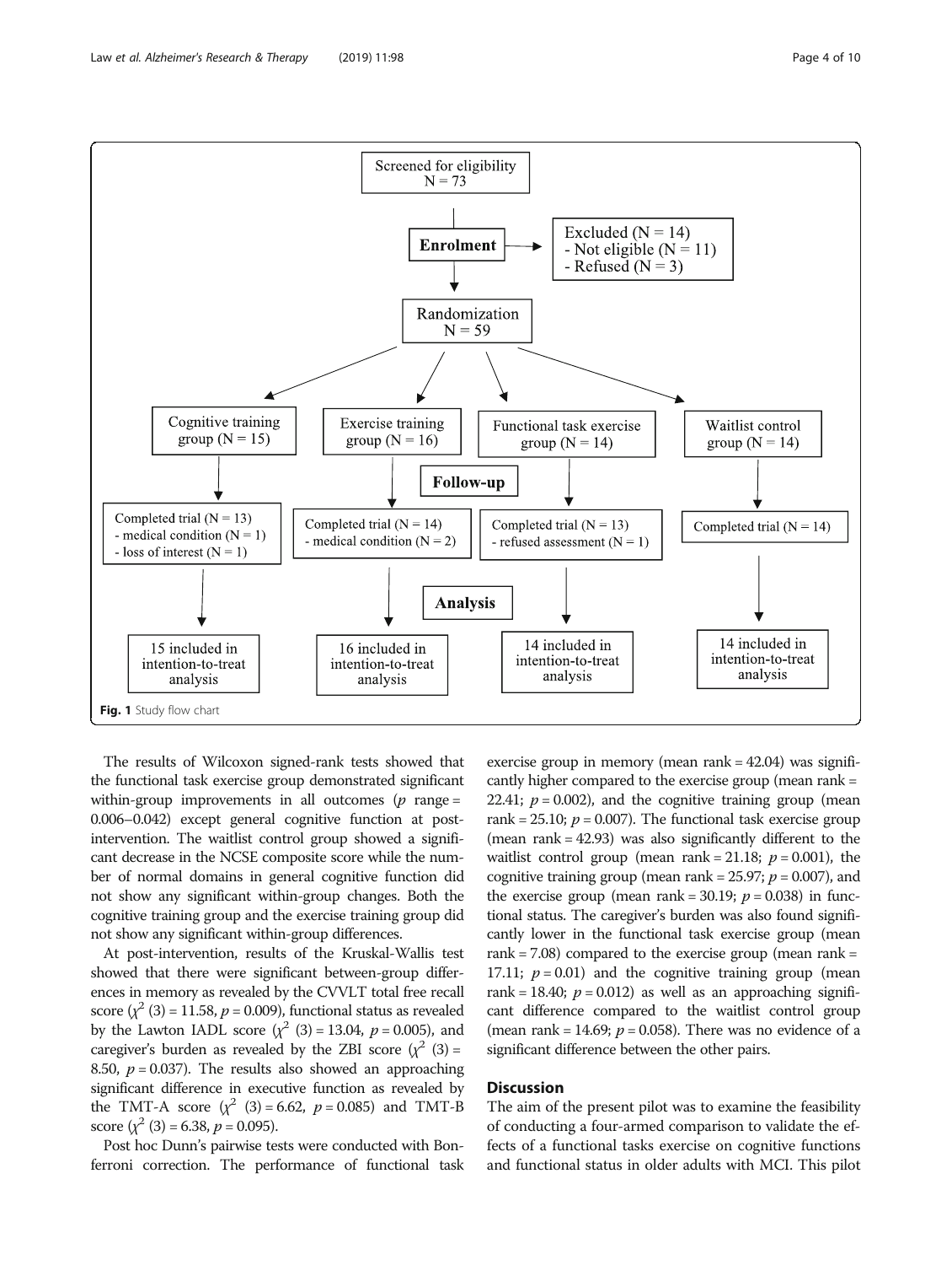Screened for eligibility
N = 73

Enrolment

Excluded (N = 14)
- Not eligible (N = 11)
- Refused (N = 3)

Randomization
N = 59

Cognitive training group (N = 15)

Exercise training group (N = 16)

Functional task exercise group (N = 14)

Waitlist control group (N = 14)

Follow-up

Completed trial (N = 13)
- medical condition (N = 1)
- loss of interest (N = 1)

Completed trial (N = 14)
- medical condition (N = 2)

Completed trial (N = 13)
- refused assessment (N = 1)

Completed trial (N = 14)

Analysis

15 included in intention-to-treat analysis

16 included in intention-to-treat analysis

14 included in intention-to-treat analysis

14 included in intention-to-treat analysis

**Fig. 1** Study flow chart

The results of Wilcoxon signed-rank tests showed that the functional task exercise group demonstrated significant within-group improvements in all outcomes ($p$ range = 0.006–0.042) except general cognitive function at post-intervention. The waitlist control group showed a significant decrease in the NCSE composite score while the number of normal domains in general cognitive function did not show any significant within-group changes. Both the cognitive training group and the exercise training group did not show any significant within-group differences.

At post-intervention, results of the Kruskal-Wallis test showed that there were significant between-group differences in memory as revealed by the CVVLT total free recall score ($\chi^2$ (3) = 11.58, $p = 0.009$), functional status as revealed by the Lawton IADL score ($\chi^2$ (3) = 13.04, $p = 0.005$), and caregiver's burden as revealed by the ZBI score ($\chi^2$ (3) = 8.50, $p = 0.037$). The results also showed an approaching significant difference in executive function as revealed by the TMT-A score ($\chi^2$ (3) = 6.62, $p = 0.085$) and TMT-B score ($\chi^2$ (3) = 6.38, $p = 0.095$).

Post hoc Dunn's pairwise tests were conducted with Bonferroni correction. The performance of functional task exercise group in memory (mean rank = 42.04) was significantly higher compared to the exercise group (mean rank = 22.41; $p = 0.002$), and the cognitive training group (mean rank = 25.10; $p = 0.007$). The functional task exercise group (mean rank = 42.93) was also significantly different to the waitlist control group (mean rank = 21.18; $p = 0.001$), the cognitive training group (mean rank = 25.97; $p = 0.007$), and the exercise group (mean rank = 30.19; $p = 0.038$) in functional status. The caregiver's burden was also found significantly lower in the functional task exercise group (mean rank = 7.08) compared to the exercise group (mean rank = 17.11; $p = 0.01$) and the cognitive training group (mean rank = 18.40; $p = 0.012$) as well as an approaching significant difference compared to the waitlist control group (mean rank = 14.69; $p = 0.058$). There was no evidence of a significant difference between the other pairs.

## Discussion

The aim of the present pilot was to examine the feasibility of conducting a four-armed comparison to validate the effects of a functional tasks exercise on cognitive functions and functional status in older adults with MCI. This pilot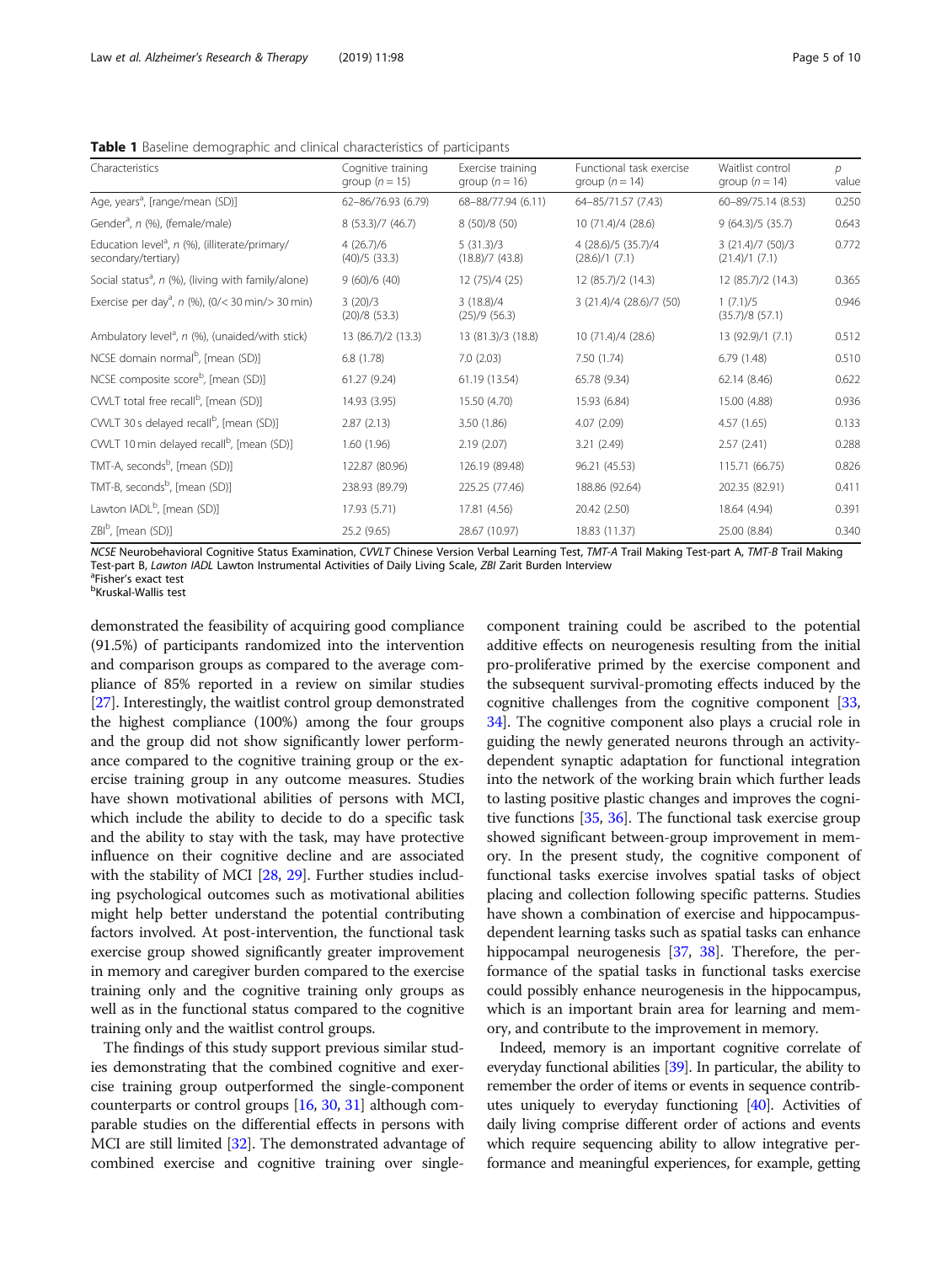**Table 1** Baseline demographic and clinical characteristics of participants

| Characteristics | Cognitive training group (n = 15) | Exercise training group (n = 16) | Functional task exercise group (n = 14) | Waitlist control group (n = 14) | p value |
|---|---|---|---|---|---|
| Age, years[a], [range/mean (SD)] | 62–86/76.93 (6.79) | 68–88/77.94 (6.11) | 64–85/71.57 (7.43) | 60–89/75.14 (8.53) | 0.250 |
| Gender[a], n (%), (female/male) | 8 (53.3)/7 (46.7) | 8 (50)/8 (50) | 10 (71.4)/4 (28.6) | 9 (64.3)/5 (35.7) | 0.643 |
| Education level[a], n (%), (illiterate/primary/secondary/tertiary) | 4 (26.7)/6 (40)/5 (33.3) | 5 (31.3)/3 (18.8)/7 (43.8) | 4 (28.6)/5 (35.7)/4 (28.6)/1 (7.1) | 3 (21.4)/7 (50)/3 (21.4)/1 (7.1) | 0.772 |
| Social status[a], n (%), (living with family/alone) | 9 (60)/6 (40) | 12 (75)/4 (25) | 12 (85.7)/2 (14.3) | 12 (85.7)/2 (14.3) | 0.365 |
| Exercise per day[a], n (%), (0/< 30 min/> 30 min) | 3 (20)/3 (20)/8 (53.3) | 3 (18.8)/4 (25)/9 (56.3) | 3 (21.4)/4 (28.6)/7 (50) | 1 (7.1)/5 (35.7)/8 (57.1) | 0.946 |
| Ambulatory level[a], n (%), (unaided/with stick) | 13 (86.7)/2 (13.3) | 13 (81.3)/3 (18.8) | 10 (71.4)/4 (28.6) | 13 (92.9)/1 (7.1) | 0.512 |
| NCSE domain normal[b], [mean (SD)] | 6.8 (1.78) | 7.0 (2.03) | 7.50 (1.74) | 6.79 (1.48) | 0.510 |
| NCSE composite score[b], [mean (SD)] | 61.27 (9.24) | 61.19 (13.54) | 65.78 (9.34) | 62.14 (8.46) | 0.622 |
| CVVLT total free recall[b], [mean (SD)] | 14.93 (3.95) | 15.50 (4.70) | 15.93 (6.84) | 15.00 (4.88) | 0.936 |
| CVVLT 30 s delayed recall[b], [mean (SD)] | 2.87 (2.13) | 3.50 (1.86) | 4.07 (2.09) | 4.57 (1.65) | 0.133 |
| CVVLT 10 min delayed recall[b], [mean (SD)] | 1.60 (1.96) | 2.19 (2.07) | 3.21 (2.49) | 2.57 (2.41) | 0.288 |
| TMT-A, seconds[b], [mean (SD)] | 122.87 (80.96) | 126.19 (89.48) | 96.21 (45.53) | 115.71 (66.75) | 0.826 |
| TMT-B, seconds[b], [mean (SD)] | 238.93 (89.79) | 225.25 (77.46) | 188.86 (92.64) | 202.35 (82.91) | 0.411 |
| Lawton IADL[b], [mean (SD)] | 17.93 (5.71) | 17.81 (4.56) | 20.42 (2.50) | 18.64 (4.94) | 0.391 |
| ZBI[b], [mean (SD)] | 25.2 (9.65) | 28.67 (10.97) | 18.83 (11.37) | 25.00 (8.84) | 0.340 |

*NCSE* Neurobehavioral Cognitive Status Examination, *CVVLT* Chinese Version Verbal Learning Test, *TMT-A* Trail Making Test-part A, *TMT-B* Trail Making Test-part B, *Lawton IADL* Lawton Instrumental Activities of Daily Living Scale, *ZBI* Zarit Burden Interview
[a]Fisher's exact test
[b]Kruskal-Wallis test

demonstrated the feasibility of acquiring good compliance (91.5%) of participants randomized into the intervention and comparison groups as compared to the average compliance of 85% reported in a review on similar studies [27]. Interestingly, the waitlist control group demonstrated the highest compliance (100%) among the four groups and the group did not show significantly lower performance compared to the cognitive training group or the exercise training group in any outcome measures. Studies have shown motivational abilities of persons with MCI, which include the ability to decide to do a specific task and the ability to stay with the task, may have protective influence on their cognitive decline and are associated with the stability of MCI [28, 29]. Further studies including psychological outcomes such as motivational abilities might help better understand the potential contributing factors involved. At post-intervention, the functional task exercise group showed significantly greater improvement in memory and caregiver burden compared to the exercise training only and the cognitive training only groups as well as in the functional status compared to the cognitive training only and the waitlist control groups.

The findings of this study support previous similar studies demonstrating that the combined cognitive and exercise training group outperformed the single-component counterparts or control groups [16, 30, 31] although comparable studies on the differential effects in persons with MCI are still limited [32]. The demonstrated advantage of combined exercise and cognitive training over single-component training could be ascribed to the potential additive effects on neurogenesis resulting from the initial pro-proliferative primed by the exercise component and the subsequent survival-promoting effects induced by the cognitive challenges from the cognitive component [33, 34]. The cognitive component also plays a crucial role in guiding the newly generated neurons through an activity-dependent synaptic adaptation for functional integration into the network of the working brain which further leads to lasting positive plastic changes and improves the cognitive functions [35, 36]. The functional task exercise group showed significant between-group improvement in memory. In the present study, the cognitive component of functional tasks exercise involves spatial tasks of object placing and collection following specific patterns. Studies have shown a combination of exercise and hippocampus-dependent learning tasks such as spatial tasks can enhance hippocampal neurogenesis [37, 38]. Therefore, the performance of the spatial tasks in functional tasks exercise could possibly enhance neurogenesis in the hippocampus, which is an important brain area for learning and memory, and contribute to the improvement in memory.

Indeed, memory is an important cognitive correlate of everyday functional abilities [39]. In particular, the ability to remember the order of items or events in sequence contributes uniquely to everyday functioning [40]. Activities of daily living comprise different order of actions and events which require sequencing ability to allow integrative performance and meaningful experiences, for example, getting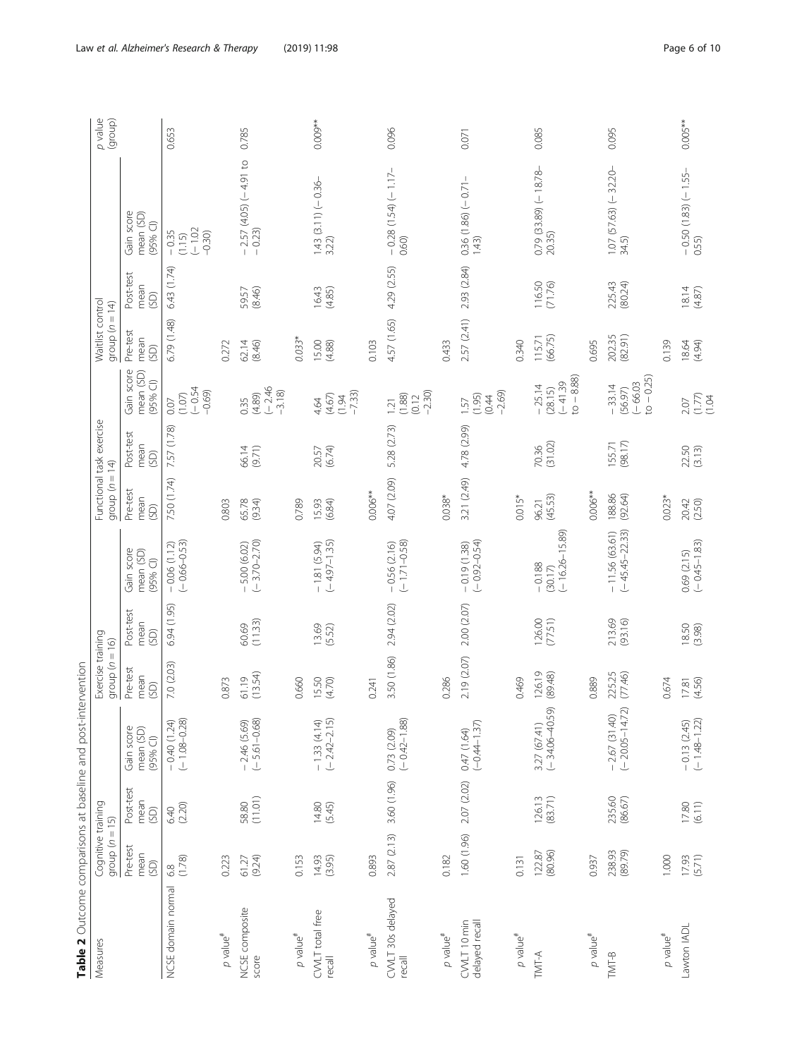**Table 2** Outcome comparisons at baseline and post-intervention

| Measures | Cognitive training group (n = 15) | | | Exercise training group (n = 16) | | | Functional task exercise group (n = 14) | | | Waitlist control group (n = 14) | | | p value (group) |
|---|---|---|---|---|---|---|---|---|---|---|---|---|---|
| | Pre-test mean (SD) | Post-test mean (SD) | Gain score mean (SD) (95% CI) | Pre-test mean (SD) | Post-test mean (SD) | Gain score mean (SD) (95% CI) | Pre-test mean (SD) | Post-test mean (SD) | Gain score mean (SD) (95% CI) | Pre-test mean (SD) | Post-test mean (SD) | Gain score mean (SD) (95% CI) | |
| NCSE domain normal | 6.8 (1.78) | 6.40 (2.20) | − 0.40 (1.24) (− 1.08–0.28) | 7.0 (2.03) | 6.94 (1.95) | − 0.06 (1.12) (− 0.66–0.53) | 7.50 (1.74) | 7.57 (1.78) | 0.07 (1.07) (− 0.54 −0.69) | 6.79 (1.48) | 6.43 (1.74) | − 0.35 (1.15) (− 1.02 −0.30) | 0.653 |
| p value[#] | 0.223 | | | 0.873 | | | 0.803 | | | 0.272 | | | |
| NCSE composite score | 61.27 (9.24) | 58.80 (11.01) | − 2.46 (5.69) (− 5.61–0.68) | 61.19 (13.54) | 60.69 (11.33) | − 5.00 (6.02) (− 3.70–2.70) | 65.78 (9.34) | 66.14 (9.71) | 0.35 (4.89) (− 2.46 −3.18) | 62.14 (8.46) | 59.57 (8.46) | − 2.57 (4.05) (− 4.91 to − 0.23) | 0.785 |
| p value[#] | 0.153 | | | 0.660 | | | 0.789 | | | 0.033* | | | |
| CVVLT total free recall | 14.93 (3.95) | 14.80 (5.45) | − 1.33 (4.14) (− 2.42–2.15) | 15.50 (4.70) | 13.69 (5.52) | − 1.81 (5.94) (− 4.97–1.35) | 15.93 (6.84) | 20.57 (6.74) | 4.64 (4.67) (1.94 −7.33) | 15.00 (4.88) | 16.43 (4.85) | 1.43 (3.11) (− 0.36– 3.22) | 0.009** |
| p value[#] | 0.893 | | | 0.241 | | | 0.006** | | | 0.103 | | | |
| CVVLT 30s delayed recall | 2.87 (2.13) | 3.60 (1.96) | 0.73 (2.09) (− 0.42–1.88) | 3.50 (1.86) | 2.94 (2.02) | − 0.56 (2.16) (− 1.71–0.58) | 4.07 (2.09) | 5.28 (2.73) | 1.21 (1.88) (0.12 −2.30) | 4.57 (1.65) | 4.29 (2.55) | − 0.28 (1.54) (− 1.17– 0.60) | 0.096 |
| p value[#] | 0.182 | | | 0.286 | | | 0.038* | | | 0.433 | | | |
| CVVLT 10 min delayed recall | 1.60 (1.96) | 2.07 (2.02) | 0.47 (1.64) (−0.44–1.37) | 2.19 (2.07) | 2.00 (2.07) | − 0.19 (1.38) (− 0.92–0.54) | 3.21 (2.49) | 4.78 (2.99) | 1.57 (1.95) (0.44 −2.69) | 2.57 (2.41) | 2.93 (2.84) | 0.36 (1.86) (− 0.71– 1.43) | 0.071 |
| p value[#] | 0.131 | | | 0.469 | | | 0.015* | | | 0.340 | | | |
| TMT-A | 122.87 (80.96) | 126.13 (83.71) | 3.27 (67.41) (− 34.06–40.59) | 126.19 (89.48) | 126.00 (77.51) | −0.188 (30.17) (− 16.26–15.89) | 96.21 (45.53) | 70.36 (31.02) | − 25.14 (28.15) (− 41.39 to − 8.88) | 115.71 (66.75) | 116.50 (71.76) | 0.79 (33.89) (− 18.78– 20.35) | 0.085 |
| p value[#] | 0.937 | | | 0.889 | | | 0.006** | | | 0.695 | | | |
| TMT-B | 238.93 (89.79) | 235.60 (86.67) | − 2.67 (31.40) (− 20.05–14.72) | 225.25 (77.46) | 213.69 (93.16) | − 11.56 (63.61) (− 45.45–22.33) | 188.86 (92.64) | 155.71 (98.17) | − 33.14 (56.97) (− 66.03 to − 0.25) | 202.35 (82.91) | 225.43 (80.24) | 1.07 (57.63) (− 32.20– 34.5) | 0.095 |
| p value[#] | 1.000 | | | 0.674 | | | 0.023* | | | 0.139 | | | |
| Lawton IADL | 17.93 (5.71) | 17.80 (6.11) | − 0.13 (2.45) (− 1.48–1.22) | 17.81 (4.56) | 18.50 (3.98) | 0.69 (2.15) (− 0.45–1.83) | 20.42 (2.50) | 22.50 (3.13) | 2.07 (1.77) (1.04 | 18.64 (4.94) | 18.14 (4.87) | − 0.50 (1.83) (− 1.55– 0.55) | 0.005** |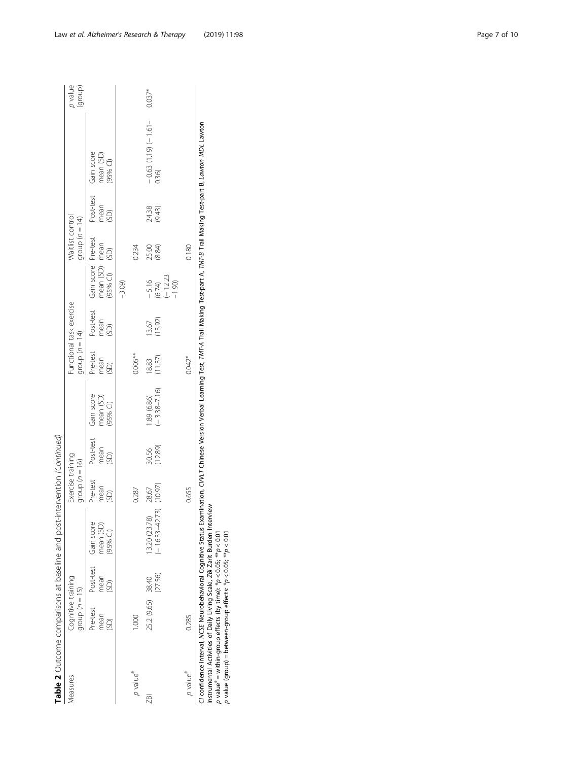**Table 2** Outcome comparisons at baseline and post-intervention *(Continued)*

| Measures | Cognitive training group ($n = 15$) | | | Exercise training group ($n = 16$) | | | Functional task exercise group ($n = 14$) | | | Waitlist control group ($n = 14$) | | | *p* value (group) |
|---|---|---|---|---|---|---|---|---|---|---|---|---|---|
| | Pre-test mean (SD) | Post-test mean (SD) | Gain score mean (SD) (95% CI) | Pre-test mean (SD) | Post-test mean (SD) | Gain score mean (SD) (95% CI) | Pre-test mean (SD) | Post-test mean (SD) | Gain score mean (SD) (95% CI) | Pre-test mean (SD) | Post-test mean (SD) | Gain score mean (SD) (95% CI) | |
| | | | | | | | | | −3.09) | | | | |
| *p* value[#] | 1.000 | | | 0.287 | | | 0.005** | | | 0.234 | | | |
| ZBI | 25.2 (9.65) | 38.40 (27.56) | 13.20 (23.78) (− 16.33–42.73) | 28.67 (10.97) | 30.56 (12.89) | 1.89 (6.86) (− 3.38–7.16) | 18.83 (11.37) | 13.67 (13.92) | − 5.16 (6.74) (− 12.23 −1.90) | 25.00 (8.84) | 24.38 (9.43) | − 0.63 (1.19) (− 1.61– 0.36) | 0.037* |
| *p* value[#] | 0.285 | | | 0.655 | | | 0.042* | | | 0.180 | | | |

*CI* confidence interval, *NCSE* Neurobehavioral Cognitive Status Examination, *CVVLT* Chinese Version Verbal Learning Test, *TMT-A* Trail Making Test-part A, *TMT-B* Trail Making Test-part B, *Lawton IADL* Lawton Instrumental Activities of Daily Living Scale, *ZBI* Zarit Burden Interview

*p* value[#] = within-group effects (by time): $*p < 0.05$; $**p < 0.01$

*p* value (group) = between-group effects: $*p < 0.05$; $**p < 0.01$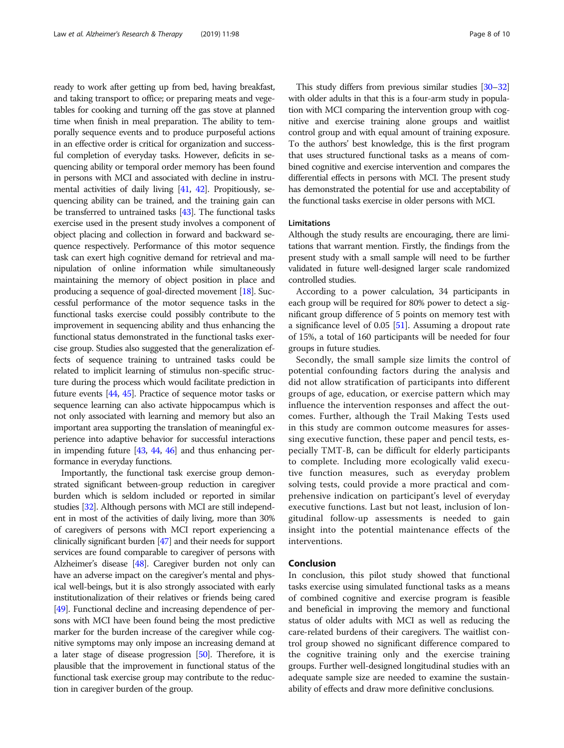ready to work after getting up from bed, having breakfast, and taking transport to office; or preparing meats and vegetables for cooking and turning off the gas stove at planned time when finish in meal preparation. The ability to temporally sequence events and to produce purposeful actions in an effective order is critical for organization and successful completion of everyday tasks. However, deficits in sequencing ability or temporal order memory has been found in persons with MCI and associated with decline in instrumental activities of daily living [41, 42]. Propitiously, sequencing ability can be trained, and the training gain can be transferred to untrained tasks [43]. The functional tasks exercise used in the present study involves a component of object placing and collection in forward and backward sequence respectively. Performance of this motor sequence task can exert high cognitive demand for retrieval and manipulation of online information while simultaneously maintaining the memory of object position in place and producing a sequence of goal-directed movement [18]. Successful performance of the motor sequence tasks in the functional tasks exercise could possibly contribute to the improvement in sequencing ability and thus enhancing the functional status demonstrated in the functional tasks exercise group. Studies also suggested that the generalization effects of sequence training to untrained tasks could be related to implicit learning of stimulus non-specific structure during the process which would facilitate prediction in future events [44, 45]. Practice of sequence motor tasks or sequence learning can also activate hippocampus which is not only associated with learning and memory but also an important area supporting the translation of meaningful experience into adaptive behavior for successful interactions in impending future [43, 44, 46] and thus enhancing performance in everyday functions.

Importantly, the functional task exercise group demonstrated significant between-group reduction in caregiver burden which is seldom included or reported in similar studies [32]. Although persons with MCI are still independent in most of the activities of daily living, more than 30% of caregivers of persons with MCI report experiencing a clinically significant burden [47] and their needs for support services are found comparable to caregiver of persons with Alzheimer's disease [48]. Caregiver burden not only can have an adverse impact on the caregiver's mental and physical well-beings, but it is also strongly associated with early institutionalization of their relatives or friends being cared [49]. Functional decline and increasing dependence of persons with MCI have been found being the most predictive marker for the burden increase of the caregiver while cognitive symptoms may only impose an increasing demand at a later stage of disease progression [50]. Therefore, it is plausible that the improvement in functional status of the functional task exercise group may contribute to the reduction in caregiver burden of the group.

This study differs from previous similar studies [30–32] with older adults in that this is a four-arm study in population with MCI comparing the intervention group with cognitive and exercise training alone groups and waitlist control group and with equal amount of training exposure. To the authors' best knowledge, this is the first program that uses structured functional tasks as a means of combined cognitive and exercise intervention and compares the differential effects in persons with MCI. The present study has demonstrated the potential for use and acceptability of the functional tasks exercise in older persons with MCI.

### Limitations

Although the study results are encouraging, there are limitations that warrant mention. Firstly, the findings from the present study with a small sample will need to be further validated in future well-designed larger scale randomized controlled studies.

According to a power calculation, 34 participants in each group will be required for 80% power to detect a significant group difference of 5 points on memory test with a significance level of 0.05 [51]. Assuming a dropout rate of 15%, a total of 160 participants will be needed for four groups in future studies.

Secondly, the small sample size limits the control of potential confounding factors during the analysis and did not allow stratification of participants into different groups of age, education, or exercise pattern which may influence the intervention responses and affect the outcomes. Further, although the Trail Making Tests used in this study are common outcome measures for assessing executive function, these paper and pencil tests, especially TMT-B, can be difficult for elderly participants to complete. Including more ecologically valid executive function measures, such as everyday problem solving tests, could provide a more practical and comprehensive indication on participant's level of everyday executive functions. Last but not least, inclusion of longitudinal follow-up assessments is needed to gain insight into the potential maintenance effects of the interventions.

## Conclusion

In conclusion, this pilot study showed that functional tasks exercise using simulated functional tasks as a means of combined cognitive and exercise program is feasible and beneficial in improving the memory and functional status of older adults with MCI as well as reducing the care-related burdens of their caregivers. The waitlist control group showed no significant difference compared to the cognitive training only and the exercise training groups. Further well-designed longitudinal studies with an adequate sample size are needed to examine the sustainability of effects and draw more definitive conclusions.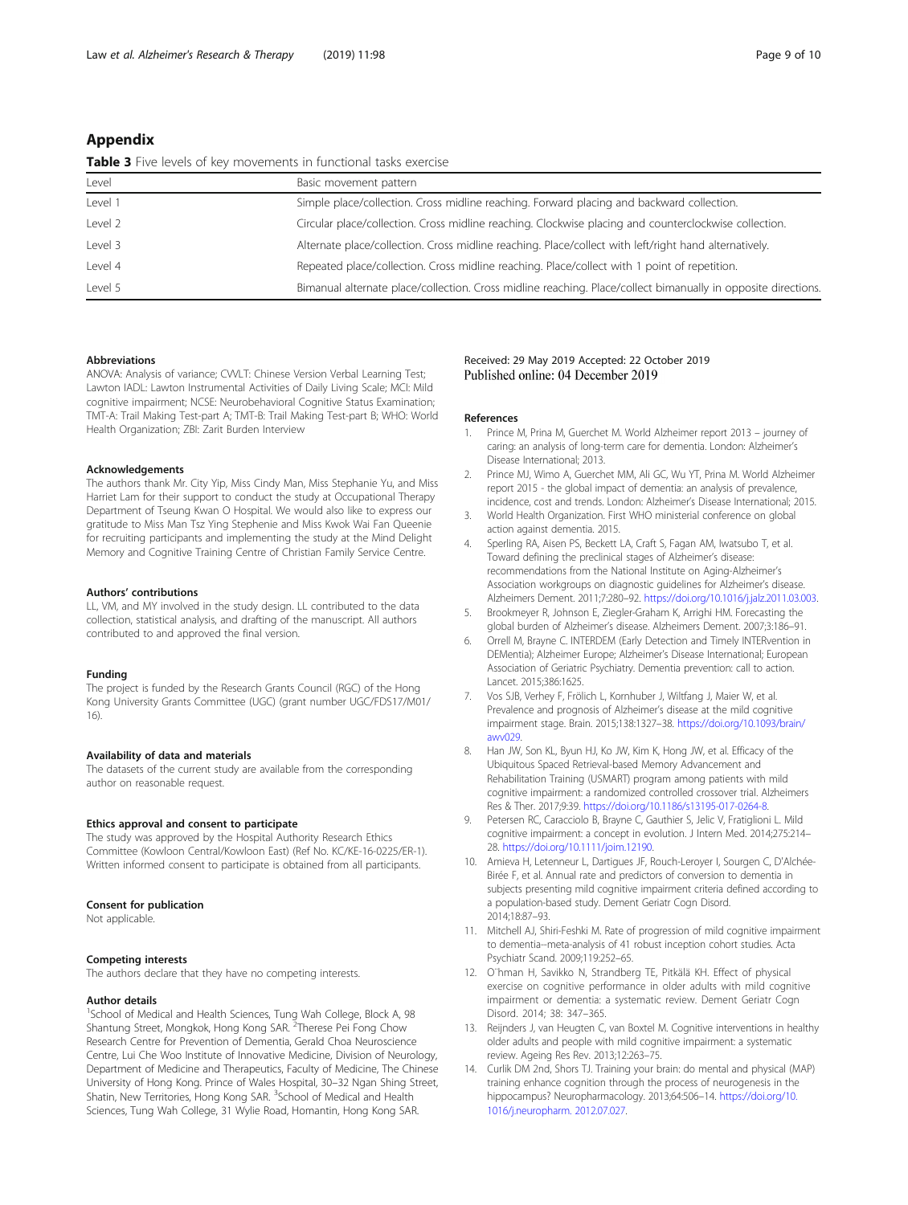## Appendix

**Table 3** Five levels of key movements in functional tasks exercise

| Level | Basic movement pattern |
| --- | --- |
| Level 1 | Simple place/collection. Cross midline reaching. Forward placing and backward collection. |
| Level 2 | Circular place/collection. Cross midline reaching. Clockwise placing and counterclockwise collection. |
| Level 3 | Alternate place/collection. Cross midline reaching. Place/collect with left/right hand alternatively. |
| Level 4 | Repeated place/collection. Cross midline reaching. Place/collect with 1 point of repetition. |
| Level 5 | Bimanual alternate place/collection. Cross midline reaching. Place/collect bimanually in opposite directions. |

#### Abbreviations

ANOVA: Analysis of variance; CVVLT: Chinese Version Verbal Learning Test; Lawton IADL: Lawton Instrumental Activities of Daily Living Scale; MCI: Mild cognitive impairment; NCSE: Neurobehavioral Cognitive Status Examination; TMT-A: Trail Making Test-part A; TMT-B: Trail Making Test-part B; WHO: World Health Organization; ZBI: Zarit Burden Interview

#### Acknowledgements

The authors thank Mr. City Yip, Miss Cindy Man, Miss Stephanie Yu, and Miss Harriet Lam for their support to conduct the study at Occupational Therapy Department of Tseung Kwan O Hospital. We would also like to express our gratitude to Miss Man Tsz Ying Stephenie and Miss Kwok Wai Fan Queenie for recruiting participants and implementing the study at the Mind Delight Memory and Cognitive Training Centre of Christian Family Service Centre.

#### Authors' contributions

LL, VM, and MY involved in the study design. LL contributed to the data collection, statistical analysis, and drafting of the manuscript. All authors contributed to and approved the final version.

#### Funding

The project is funded by the Research Grants Council (RGC) of the Hong Kong University Grants Committee (UGC) (grant number UGC/FDS17/M01/16).

#### Availability of data and materials

The datasets of the current study are available from the corresponding author on reasonable request.

#### Ethics approval and consent to participate

The study was approved by the Hospital Authority Research Ethics Committee (Kowloon Central/Kowloon East) (Ref No. KC/KE-16-0225/ER-1). Written informed consent to participate is obtained from all participants.

#### Consent for publication

Not applicable.

#### Competing interests

The authors declare that they have no competing interests.

#### Author details

[1]School of Medical and Health Sciences, Tung Wah College, Block A, 98 Shantung Street, Mongkok, Hong Kong SAR. [2]Therese Pei Fong Chow Research Centre for Prevention of Dementia, Gerald Choa Neuroscience Centre, Lui Che Woo Institute of Innovative Medicine, Division of Neurology, Department of Medicine and Therapeutics, Faculty of Medicine, The Chinese University of Hong Kong. Prince of Wales Hospital, 30–32 Ngan Shing Street, Shatin, New Territories, Hong Kong SAR. [3]School of Medical and Health Sciences, Tung Wah College, 31 Wylie Road, Homantin, Hong Kong SAR.

Received: 29 May 2019 Accepted: 22 October 2019
Published online: 04 December 2019

#### References

1. Prince M, Prina M, Guerchet M. World Alzheimer report 2013 – journey of caring: an analysis of long-term care for dementia. London: Alzheimer's Disease International; 2013.
2. Prince MJ, Wimo A, Guerchet MM, Ali GC, Wu YT, Prina M. World Alzheimer report 2015 - the global impact of dementia: an analysis of prevalence, incidence, cost and trends. London: Alzheimer's Disease International; 2015.
3. World Health Organization. First WHO ministerial conference on global action against dementia. 2015.
4. Sperling RA, Aisen PS, Beckett LA, Craft S, Fagan AM, Iwatsubo T, et al. Toward defining the preclinical stages of Alzheimer's disease: recommendations from the National Institute on Aging-Alzheimer's Association workgroups on diagnostic guidelines for Alzheimer's disease. Alzheimers Dement. 2011;7:280–92. https://doi.org/10.1016/j.jalz.2011.03.003.
5. Brookmeyer R, Johnson E, Ziegler-Graham K, Arrighi HM. Forecasting the global burden of Alzheimer's disease. Alzheimers Dement. 2007;3:186–91.
6. Orrell M, Brayne C. INTERDEM (Early Detection and Timely INTERvention in DEMentia); Alzheimer Europe; Alzheimer's Disease International; European Association of Geriatric Psychiatry. Dementia prevention: call to action. Lancet. 2015;386:1625.
7. Vos SJB, Verhey F, Frölich L, Kornhuber J, Wiltfang J, Maier W, et al. Prevalence and prognosis of Alzheimer's disease at the mild cognitive impairment stage. Brain. 2015;138:1327–38. https://doi.org/10.1093/brain/awv029.
8. Han JW, Son KL, Byun HJ, Ko JW, Kim K, Hong JW, et al. Efficacy of the Ubiquitous Spaced Retrieval-based Memory Advancement and Rehabilitation Training (USMART) program among patients with mild cognitive impairment: a randomized controlled crossover trial. Alzheimers Res & Ther. 2017;9:39. https://doi.org/10.1186/s13195-017-0264-8.
9. Petersen RC, Caracciolo B, Brayne C, Gauthier S, Jelic V, Fratiglioni L. Mild cognitive impairment: a concept in evolution. J Intern Med. 2014;275:214–28. https://doi.org/10.1111/joim.12190.
10. Amieva H, Letenneur L, Dartigues JF, Rouch-Leroyer I, Sourgen C, D'Alchée-Birée F, et al. Annual rate and predictors of conversion to dementia in subjects presenting mild cognitive impairment criteria defined according to a population-based study. Dement Geriatr Cogn Disord. 2014;18:87–93.
11. Mitchell AJ, Shiri-Feshki M. Rate of progression of mild cognitive impairment to dementia--meta-analysis of 41 robust inception cohort studies. Acta Psychiatr Scand. 2009;119:252–65.
12. O¨hman H, Savikko N, Strandberg TE, Pitkälä KH. Effect of physical exercise on cognitive performance in older adults with mild cognitive impairment or dementia: a systematic review. Dement Geriatr Cogn Disord. 2014; 38: 347–365.
13. Reijnders J, van Heugten C, van Boxtel M. Cognitive interventions in healthy older adults and people with mild cognitive impairment: a systematic review. Ageing Res Rev. 2013;12:263–75.
14. Curlik DM 2nd, Shors TJ. Training your brain: do mental and physical (MAP) training enhance cognition through the process of neurogenesis in the hippocampus? Neuropharmacology. 2013;64:506–14. https://doi.org/10.1016/j.neuropharm. 2012.07.027.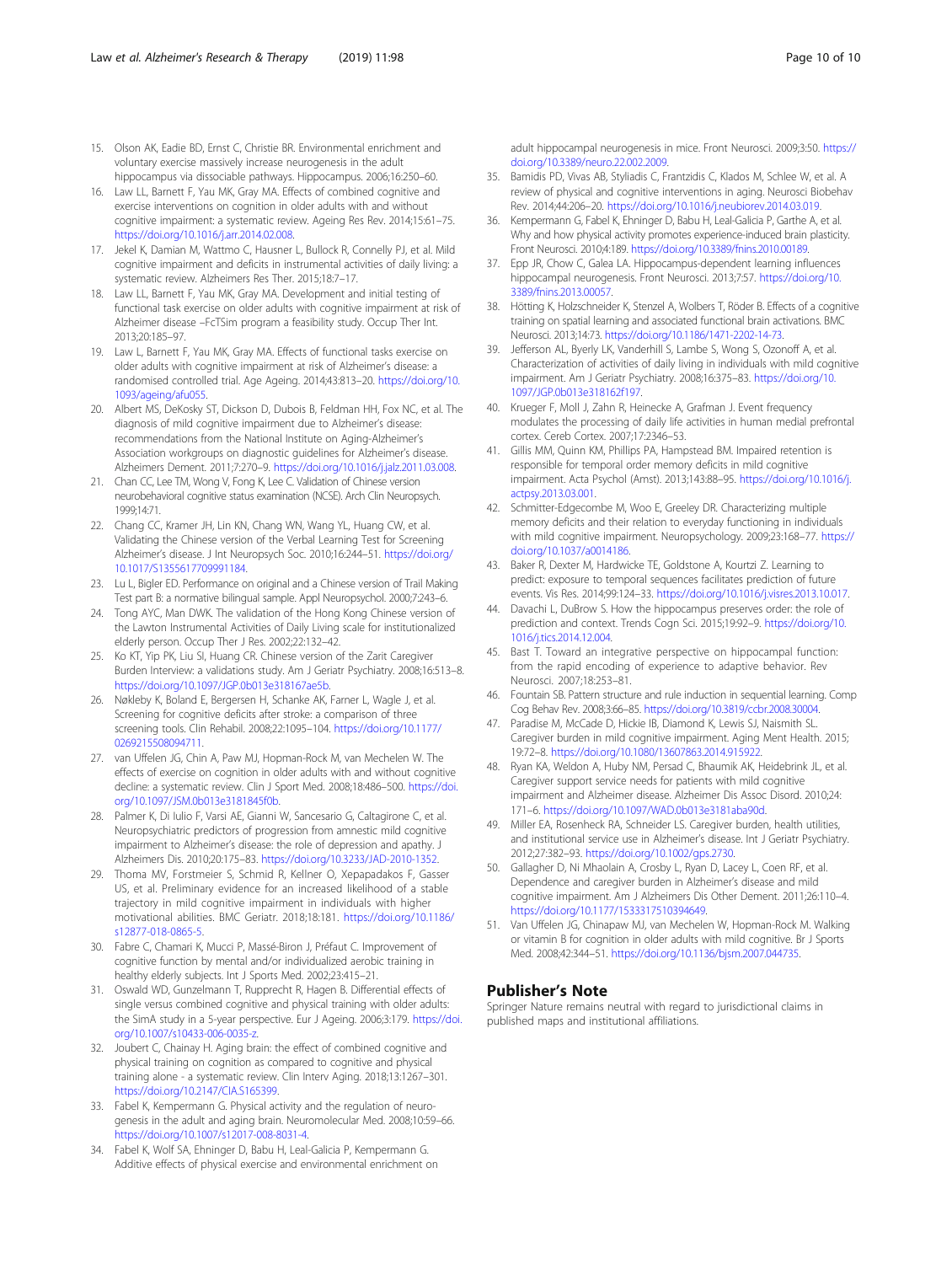15. Olson AK, Eadie BD, Ernst C, Christie BR. Environmental enrichment and voluntary exercise massively increase neurogenesis in the adult hippocampus via dissociable pathways. Hippocampus. 2006;16:250–60.
16. Law LL, Barnett F, Yau MK, Gray MA. Effects of combined cognitive and exercise interventions on cognition in older adults with and without cognitive impairment: a systematic review. Ageing Res Rev. 2014;15:61–75. https://doi.org/10.1016/j.arr.2014.02.008.
17. Jekel K, Damian M, Wattmo C, Hausner L, Bullock R, Connelly PJ, et al. Mild cognitive impairment and deficits in instrumental activities of daily living: a systematic review. Alzheimers Res Ther. 2015;18:7–17.
18. Law LL, Barnett F, Yau MK, Gray MA. Development and initial testing of functional task exercise on older adults with cognitive impairment at risk of Alzheimer disease –FcTSim program a feasibility study. Occup Ther Int. 2013;20:185–97.
19. Law L, Barnett F, Yau MK, Gray MA. Effects of functional tasks exercise on older adults with cognitive impairment at risk of Alzheimer's disease: a randomised controlled trial. Age Ageing. 2014;43:813–20. https://doi.org/10.1093/ageing/afu055.
20. Albert MS, DeKosky ST, Dickson D, Dubois B, Feldman HH, Fox NC, et al. The diagnosis of mild cognitive impairment due to Alzheimer's disease: recommendations from the National Institute on Aging-Alzheimer's Association workgroups on diagnostic guidelines for Alzheimer's disease. Alzheimers Dement. 2011;7:270–9. https://doi.org/10.1016/j.jalz.2011.03.008.
21. Chan CC, Lee TM, Wong V, Fong K, Lee C. Validation of Chinese version neurobehavioral cognitive status examination (NCSE). Arch Clin Neuropsych. 1999;14:71.
22. Chang CC, Kramer JH, Lin KN, Chang WN, Wang YL, Huang CW, et al. Validating the Chinese version of the Verbal Learning Test for Screening Alzheimer's disease. J Int Neuropsych Soc. 2010;16:244–51. https://doi.org/10.1017/S1355617709991184.
23. Lu L, Bigler ED. Performance on original and a Chinese version of Trail Making Test part B: a normative bilingual sample. Appl Neuropsychol. 2000;7:243–6.
24. Tong AYC, Man DWK. The validation of the Hong Kong Chinese version of the Lawton Instrumental Activities of Daily Living scale for institutionalized elderly person. Occup Ther J Res. 2002;22:132–42.
25. Ko KT, Yip PK, Liu SI, Huang CR. Chinese version of the Zarit Caregiver Burden Interview: a validations study. Am J Geriatr Psychiatry. 2008;16:513–8. https://doi.org/10.1097/JGP.0b013e318167ae5b.
26. Nøkleby K, Boland E, Bergersen H, Schanke AK, Farner L, Wagle J, et al. Screening for cognitive deficits after stroke: a comparison of three screening tools. Clin Rehabil. 2008;22:1095–104. https://doi.org/10.1177/0269215508094711.
27. van Uffelen JG, Chin A, Paw MJ, Hopman-Rock M, van Mechelen W. The effects of exercise on cognition in older adults with and without cognitive decline: a systematic review. Clin J Sport Med. 2008;18:486–500. https://doi.org/10.1097/JSM.0b013e3181845f0b.
28. Palmer K, Di Iulio F, Varsi AE, Gianni W, Sancesario G, Caltagirone C, et al. Neuropsychiatric predictors of progression from amnestic mild cognitive impairment to Alzheimer's disease: the role of depression and apathy. J Alzheimers Dis. 2010;20:175–83. https://doi.org/10.3233/JAD-2010-1352.
29. Thoma MV, Forstmeier S, Schmid R, Kellner O, Xepapadakos F, Gasser US, et al. Preliminary evidence for an increased likelihood of a stable trajectory in mild cognitive impairment in individuals with higher motivational abilities. BMC Geriatr. 2018;18:181. https://doi.org/10.1186/s12877-018-0865-5.
30. Fabre C, Chamari K, Mucci P, Massé-Biron J, Préfaut C. Improvement of cognitive function by mental and/or individualized aerobic training in healthy elderly subjects. Int J Sports Med. 2002;23:415–21.
31. Oswald WD, Gunzelmann T, Rupprecht R, Hagen B. Differential effects of single versus combined cognitive and physical training with older adults: the SimA study in a 5-year perspective. Eur J Ageing. 2006;3:179. https://doi.org/10.1007/s10433-006-0035-z.
32. Joubert C, Chainay H. Aging brain: the effect of combined cognitive and physical training on cognition as compared to cognitive and physical training alone - a systematic review. Clin Interv Aging. 2018;13:1267–301. https://doi.org/10.2147/CIA.S165399.
33. Fabel K, Kempermann G. Physical activity and the regulation of neurogenesis in the adult and aging brain. Neuromolecular Med. 2008;10:59–66. https://doi.org/10.1007/s12017-008-8031-4.
34. Fabel K, Wolf SA, Ehninger D, Babu H, Leal-Galicia P, Kempermann G. Additive effects of physical exercise and environmental enrichment on adult hippocampal neurogenesis in mice. Front Neurosci. 2009;3:50. https://doi.org/10.3389/neuro.22.002.2009.
35. Bamidis PD, Vivas AB, Styliadis C, Frantzidis C, Klados M, Schlee W, et al. A review of physical and cognitive interventions in aging. Neurosci Biobehav Rev. 2014;44:206–20. https://doi.org/10.1016/j.neubiorev.2014.03.019.
36. Kempermann G, Fabel K, Ehninger D, Babu H, Leal-Galicia P, Garthe A, et al. Why and how physical activity promotes experience-induced brain plasticity. Front Neurosci. 2010;4:189. https://doi.org/10.3389/fnins.2010.00189.
37. Epp JR, Chow C, Galea LA. Hippocampus-dependent learning influences hippocampal neurogenesis. Front Neurosci. 2013;7:57. https://doi.org/10.3389/fnins.2013.00057.
38. Hötting K, Holzschneider K, Stenzel A, Wolbers T, Röder B. Effects of a cognitive training on spatial learning and associated functional brain activations. BMC Neurosci. 2013;14:73. https://doi.org/10.1186/1471-2202-14-73.
39. Jefferson AL, Byerly LK, Vanderhill S, Lambe S, Wong S, Ozonoff A, et al. Characterization of activities of daily living in individuals with mild cognitive impairment. Am J Geriatr Psychiatry. 2008;16:375–83. https://doi.org/10.1097/JGP.0b013e318162f197.
40. Krueger F, Moll J, Zahn R, Heinecke A, Grafman J. Event frequency modulates the processing of daily life activities in human medial prefrontal cortex. Cereb Cortex. 2007;17:2346–53.
41. Gillis MM, Quinn KM, Phillips PA, Hampstead BM. Impaired retention is responsible for temporal order memory deficits in mild cognitive impairment. Acta Psychol (Amst). 2013;143:88–95. https://doi.org/10.1016/j.actpsy.2013.03.001.
42. Schmitter-Edgecombe M, Woo E, Greeley DR. Characterizing multiple memory deficits and their relation to everyday functioning in individuals with mild cognitive impairment. Neuropsychology. 2009;23:168–77. https://doi.org/10.1037/a0014186.
43. Baker R, Dexter M, Hardwicke TE, Goldstone A, Kourtzi Z. Learning to predict: exposure to temporal sequences facilitates prediction of future events. Vis Res. 2014;99:124–33. https://doi.org/10.1016/j.visres.2013.10.017.
44. Davachi L, DuBrow S. How the hippocampus preserves order: the role of prediction and context. Trends Cogn Sci. 2015;19:92–9. https://doi.org/10.1016/j.tics.2014.12.004.
45. Bast T. Toward an integrative perspective on hippocampal function: from the rapid encoding of experience to adaptive behavior. Rev Neurosci. 2007;18:253–81.
46. Fountain SB. Pattern structure and rule induction in sequential learning. Comp Cog Behav Rev. 2008;3:66–85. https://doi.org/10.3819/ccbr.2008.30004.
47. Paradise M, McCade D, Hickie IB, Diamond K, Lewis SJ, Naismith SL. Caregiver burden in mild cognitive impairment. Aging Ment Health. 2015;19:72–8. https://doi.org/10.1080/13607863.2014.915922.
48. Ryan KA, Weldon A, Huby NM, Persad C, Bhaumik AK, Heidebrink JL, et al. Caregiver support service needs for patients with mild cognitive impairment and Alzheimer disease. Alzheimer Dis Assoc Disord. 2010;24:171–6. https://doi.org/10.1097/WAD.0b013e3181aba90d.
49. Miller EA, Rosenheck RA, Schneider LS. Caregiver burden, health utilities, and institutional service use in Alzheimer's disease. Int J Geriatr Psychiatry. 2012;27:382–93. https://doi.org/10.1002/gps.2730.
50. Gallagher D, Ni Mhaolain A, Crosby L, Ryan D, Lacey L, Coen RF, et al. Dependence and caregiver burden in Alzheimer's disease and mild cognitive impairment. Am J Alzheimers Dis Other Dement. 2011;26:110–4. https://doi.org/10.1177/1533317510394649.
51. Van Uffelen JG, Chinapaw MJ, van Mechelen W, Hopman-Rock M. Walking or vitamin B for cognition in older adults with mild cognitive. Br J Sports Med. 2008;42:344–51. https://doi.org/10.1136/bjsm.2007.044735.

## Publisher's Note

Springer Nature remains neutral with regard to jurisdictional claims in published maps and institutional affiliations.